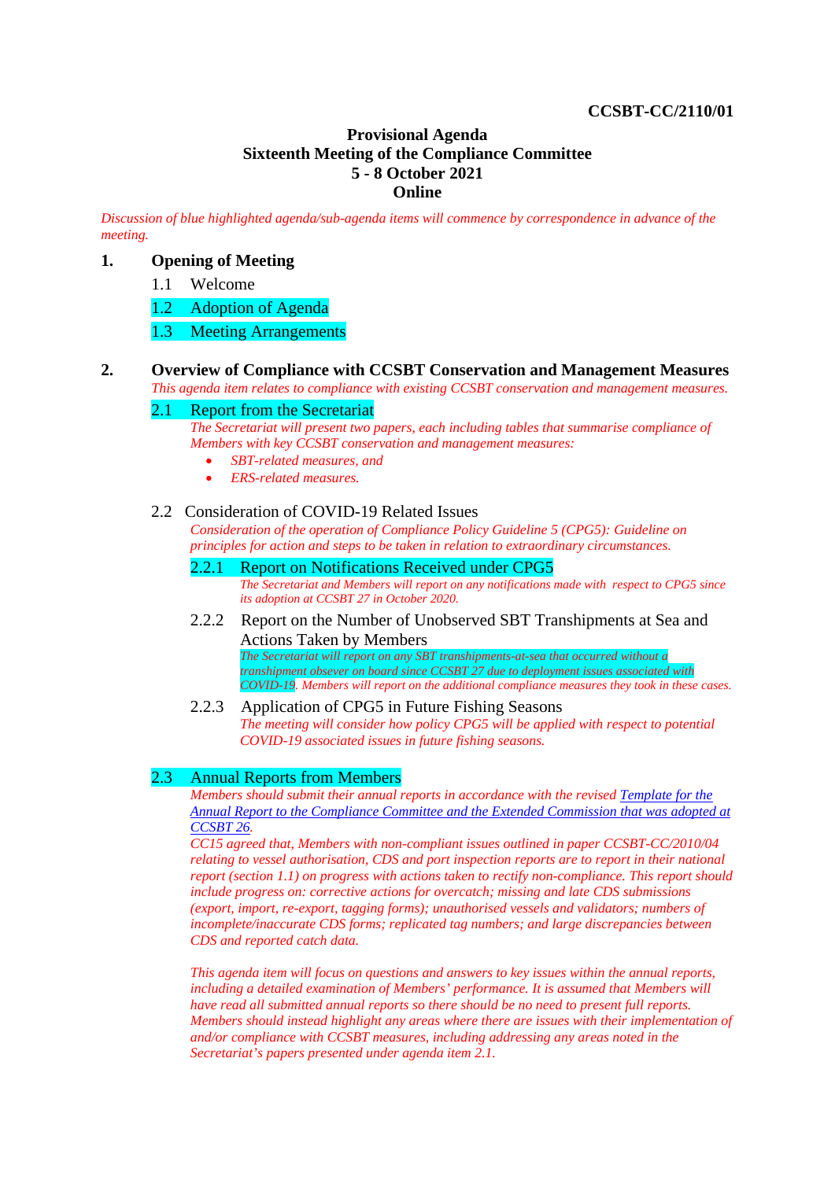**CCSBT-CC/2110/01**

# Provisional Agenda
# Sixteenth Meeting of the Compliance Committee
# 5 - 8 October 2021
# Online

*Discussion of blue highlighted agenda/sub-agenda items will commence by correspondence in advance of the meeting.*

## 1. Opening of Meeting

1.1 Welcome

1.2 Adoption of Agenda

1.3 Meeting Arrangements

## 2. Overview of Compliance with CCSBT Conservation and Management Measures

*This agenda item relates to compliance with existing CCSBT conservation and management measures.*

### 2.1 Report from the Secretariat

*The Secretariat will present two papers, each including tables that summarise compliance of Members with key CCSBT conservation and management measures:*

- *SBT-related measures, and*
- *ERS-related measures.*

### 2.2 Consideration of COVID-19 Related Issues

*Consideration of the operation of Compliance Policy Guideline 5 (CPG5): Guideline on principles for action and steps to be taken in relation to extraordinary circumstances.*

#### 2.2.1 Report on Notifications Received under CPG5

*The Secretariat and Members will report on any notifications made with respect to CPG5 since its adoption at CCSBT 27 in October 2020.*

#### 2.2.2 Report on the Number of Unobserved SBT Transhipments at Sea and Actions Taken by Members

*The Secretariat will report on any SBT transhipments-at-sea that occurred without a transhipment observer on board since CCSBT 27 due to deployment issues associated with COVID-19. Members will report on the additional compliance measures they took in these cases.*

#### 2.2.3 Application of CPG5 in Future Fishing Seasons

*The meeting will consider how policy CPG5 will be applied with respect to potential COVID-19 associated issues in future fishing seasons.*

### 2.3 Annual Reports from Members

*Members should submit their annual reports in accordance with the revised [Template for the Annual Report to the Compliance Committee and the Extended Commission that was adopted at CCSBT 26](). CC15 agreed that, Members with non-compliant issues outlined in paper CCSBT-CC/2010/04 relating to vessel authorisation, CDS and port inspection reports are to report in their national report (section 1.1) on progress with actions taken to rectify non-compliance. This report should include progress on: corrective actions for overcatch; missing and late CDS submissions (export, import, re-export, tagging forms); unauthorised vessels and validators; numbers of incomplete/inaccurate CDS forms; replicated tag numbers; and large discrepancies between CDS and reported catch data.*

*This agenda item will focus on questions and answers to key issues within the annual reports, including a detailed examination of Members' performance. It is assumed that Members will have read all submitted annual reports so there should be no need to present full reports. Members should instead highlight any areas where there are issues with their implementation of and/or compliance with CCSBT measures, including addressing any areas noted in the Secretariat's papers presented under agenda item 2.1.*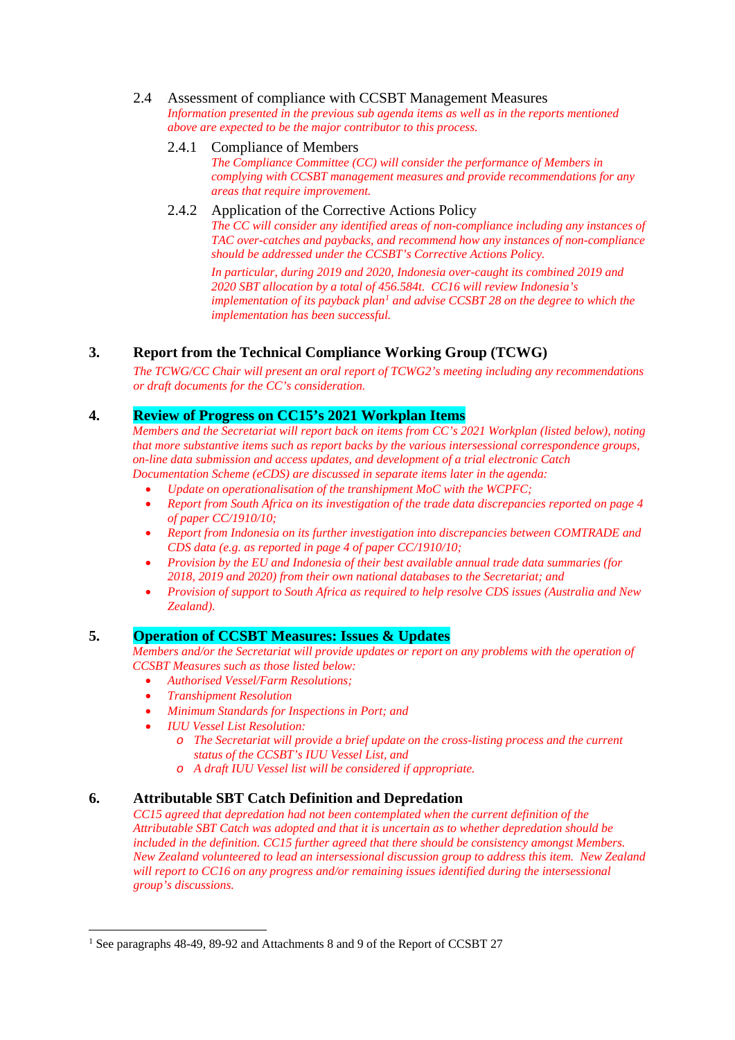### 2.4 Assessment of compliance with CCSBT Management Measures

*Information presented in the previous sub agenda items as well as in the reports mentioned above are expected to be the major contributor to this process.*

#### 2.4.1 Compliance of Members

*The Compliance Committee (CC) will consider the performance of Members in complying with CCSBT management measures and provide recommendations for any areas that require improvement.*

#### 2.4.2 Application of the Corrective Actions Policy

*The CC will consider any identified areas of non-compliance including any instances of TAC over-catches and paybacks, and recommend how any instances of non-compliance should be addressed under the CCSBT's Corrective Actions Policy.*

*In particular, during 2019 and 2020, Indonesia over-caught its combined 2019 and 2020 SBT allocation by a total of 456.584t. CC16 will review Indonesia's implementation of its payback plan*[1] *and advise CCSBT 28 on the degree to which the implementation has been successful.*

## 3. Report from the Technical Compliance Working Group (TCWG)

*The TCWG/CC Chair will present an oral report of TCWG2's meeting including any recommendations or draft documents for the CC's consideration.*

## 4. Review of Progress on CC15's 2021 Workplan Items

*Members and the Secretariat will report back on items from CC's 2021 Workplan (listed below), noting that more substantive items such as report backs by the various intersessional correspondence groups, on-line data submission and access updates, and development of a trial electronic Catch Documentation Scheme (eCDS) are discussed in separate items later in the agenda:*

- *Update on operationalisation of the transhipment MoC with the WCPFC;*
- *Report from South Africa on its investigation of the trade data discrepancies reported on page 4 of paper CC/1910/10;*
- *Report from Indonesia on its further investigation into discrepancies between COMTRADE and CDS data (e.g. as reported in page 4 of paper CC/1910/10;*
- *Provision by the EU and Indonesia of their best available annual trade data summaries (for 2018, 2019 and 2020) from their own national databases to the Secretariat; and*
- *Provision of support to South Africa as required to help resolve CDS issues (Australia and New Zealand).*

## 5. Operation of CCSBT Measures: Issues & Updates

*Members and/or the Secretariat will provide updates or report on any problems with the operation of CCSBT Measures such as those listed below:*

- *Authorised Vessel/Farm Resolutions;*
- *Transhipment Resolution*
- *Minimum Standards for Inspections in Port; and*
- *IUU Vessel List Resolution:*
  - *The Secretariat will provide a brief update on the cross-listing process and the current status of the CCSBT's IUU Vessel List, and*
  - *A draft IUU Vessel list will be considered if appropriate.*

## 6. Attributable SBT Catch Definition and Depredation

*CC15 agreed that depredation had not been contemplated when the current definition of the Attributable SBT Catch was adopted and that it is uncertain as to whether depredation should be included in the definition. CC15 further agreed that there should be consistency amongst Members. New Zealand volunteered to lead an intersessional discussion group to address this item. New Zealand will report to CC16 on any progress and/or remaining issues identified during the intersessional group's discussions.*

---

[1] See paragraphs 48-49, 89-92 and Attachments 8 and 9 of the Report of CCSBT 27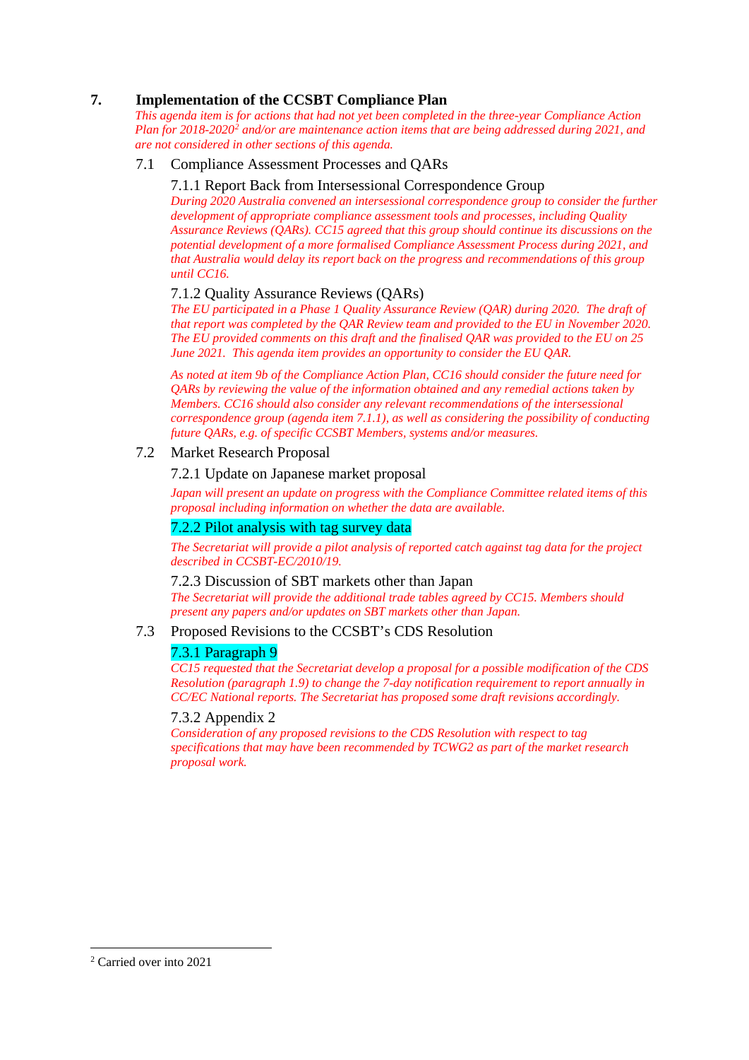## 7. Implementation of the CCSBT Compliance Plan

*This agenda item is for actions that had not yet been completed in the three-year Compliance Action Plan for 2018-2020[2] and/or are maintenance action items that are being addressed during 2021, and are not considered in other sections of this agenda.*

### 7.1 Compliance Assessment Processes and QARs

#### 7.1.1 Report Back from Intersessional Correspondence Group

*During 2020 Australia convened an intersessional correspondence group to consider the further development of appropriate compliance assessment tools and processes, including Quality Assurance Reviews (QARs). CC15 agreed that this group should continue its discussions on the potential development of a more formalised Compliance Assessment Process during 2021, and that Australia would delay its report back on the progress and recommendations of this group until CC16.*

#### 7.1.2 Quality Assurance Reviews (QARs)

*The EU participated in a Phase 1 Quality Assurance Review (QAR) during 2020. The draft of that report was completed by the QAR Review team and provided to the EU in November 2020. The EU provided comments on this draft and the finalised QAR was provided to the EU on 25 June 2021. This agenda item provides an opportunity to consider the EU QAR.*

*As noted at item 9b of the Compliance Action Plan, CC16 should consider the future need for QARs by reviewing the value of the information obtained and any remedial actions taken by Members. CC16 should also consider any relevant recommendations of the intersessional correspondence group (agenda item 7.1.1), as well as considering the possibility of conducting future QARs, e.g. of specific CCSBT Members, systems and/or measures.*

### 7.2 Market Research Proposal

#### 7.2.1 Update on Japanese market proposal

*Japan will present an update on progress with the Compliance Committee related items of this proposal including information on whether the data are available.*

#### 7.2.2 Pilot analysis with tag survey data

*The Secretariat will provide a pilot analysis of reported catch against tag data for the project described in CCSBT-EC/2010/19.*

#### 7.2.3 Discussion of SBT markets other than Japan

*The Secretariat will provide the additional trade tables agreed by CC15. Members should present any papers and/or updates on SBT markets other than Japan.*

### 7.3 Proposed Revisions to the CCSBT's CDS Resolution

#### 7.3.1 Paragraph 9

*CC15 requested that the Secretariat develop a proposal for a possible modification of the CDS Resolution (paragraph 1.9) to change the 7-day notification requirement to report annually in CC/EC National reports. The Secretariat has proposed some draft revisions accordingly.*

#### 7.3.2 Appendix 2

*Consideration of any proposed revisions to the CDS Resolution with respect to tag specifications that may have been recommended by TCWG2 as part of the market research proposal work.*

---

[2] Carried over into 2021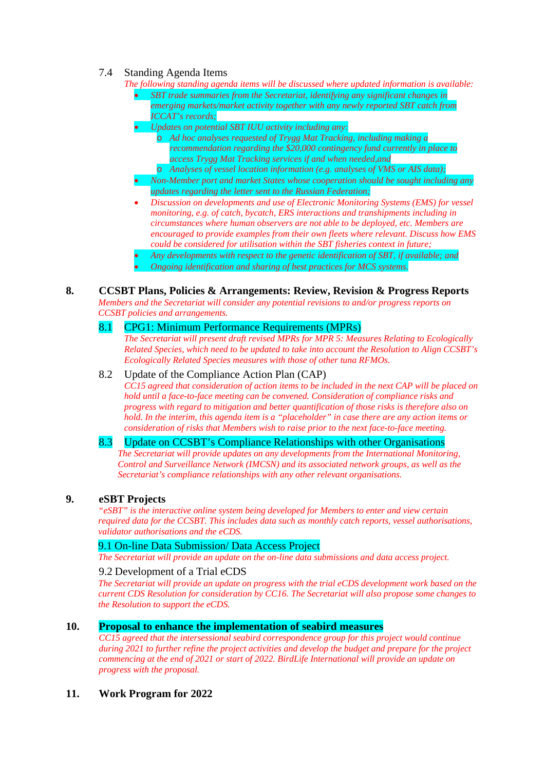### 7.4 Standing Agenda Items

*The following standing agenda items will be discussed where updated information is available:*

- *SBT trade summaries from the Secretariat, identifying any significant changes in emerging markets/market activity together with any newly reported SBT catch from ICCAT's records;*
- *Updates on potential SBT IUU activity including any:*
  - *Ad hoc analyses requested of Trygg Mat Tracking, including making a recommendation regarding the $20,000 contingency fund currently in place to access Trygg Mat Tracking services if and when needed,and*
  - *Analyses of vessel location information (e.g. analyses of VMS or AIS data);*
- *Non-Member port and market States whose cooperation should be sought including any updates regarding the letter sent to the Russian Federation;*
- *Discussion on developments and use of Electronic Monitoring Systems (EMS) for vessel monitoring, e.g. of catch, bycatch, ERS interactions and transhipments including in circumstances where human observers are not able to be deployed, etc. Members are encouraged to provide examples from their own fleets where relevant. Discuss how EMS could be considered for utilisation within the SBT fisheries context in future;*
- *Any developments with respect to the genetic identification of SBT, if available; and*
- *Ongoing identification and sharing of best practices for MCS systems.*

## 8. CCSBT Plans, Policies & Arrangements: Review, Revision & Progress Reports

*Members and the Secretariat will consider any potential revisions to and/or progress reports on CCSBT policies and arrangements.*

### 8.1 CPG1: Minimum Performance Requirements (MPRs)

*The Secretariat will present draft revised MPRs for MPR 5: Measures Relating to Ecologically Related Species, which need to be updated to take into account the Resolution to Align CCSBT's Ecologically Related Species measures with those of other tuna RFMOs.*

### 8.2 Update of the Compliance Action Plan (CAP)

*CC15 agreed that consideration of action items to be included in the next CAP will be placed on hold until a face-to-face meeting can be convened. Consideration of compliance risks and progress with regard to mitigation and better quantification of those risks is therefore also on hold. In the interim, this agenda item is a "placeholder" in case there are any action items or consideration of risks that Members wish to raise prior to the next face-to-face meeting.*

### 8.3 Update on CCSBT's Compliance Relationships with other Organisations

*The Secretariat will provide updates on any developments from the International Monitoring, Control and Surveillance Network (IMCSN) and its associated network groups, as well as the Secretariat's compliance relationships with any other relevant organisations.*

## 9. eSBT Projects

*"eSBT" is the interactive online system being developed for Members to enter and view certain required data for the CCSBT. This includes data such as monthly catch reports, vessel authorisations, validator authorisations and the eCDS.*

### 9.1 On-line Data Submission/ Data Access Project

*The Secretariat will provide an update on the on-line data submissions and data access project.*

### 9.2 Development of a Trial eCDS

*The Secretariat will provide an update on progress with the trial eCDS development work based on the current CDS Resolution for consideration by CC16. The Secretariat will also propose some changes to the Resolution to support the eCDS.*

## 10. Proposal to enhance the implementation of seabird measures

*CC15 agreed that the intersessional seabird correspondence group for this project would continue during 2021 to further refine the project activities and develop the budget and prepare for the project commencing at the end of 2021 or start of 2022. BirdLife International will provide an update on progress with the proposal.*

## 11. Work Program for 2022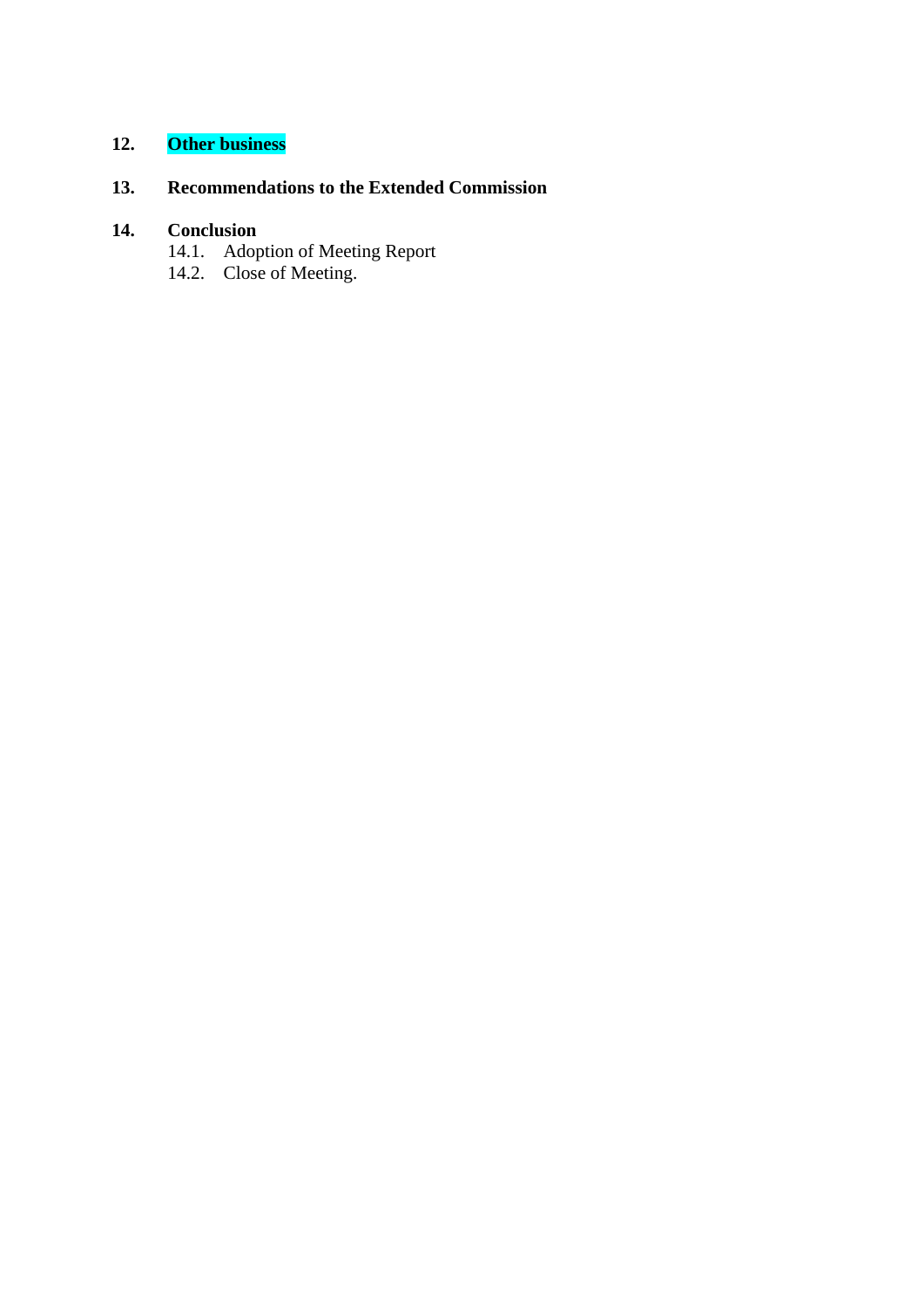**12. Other business**

**13. Recommendations to the Extended Commission**

**14. Conclusion**

14.1. Adoption of Meeting Report

14.2. Close of Meeting.